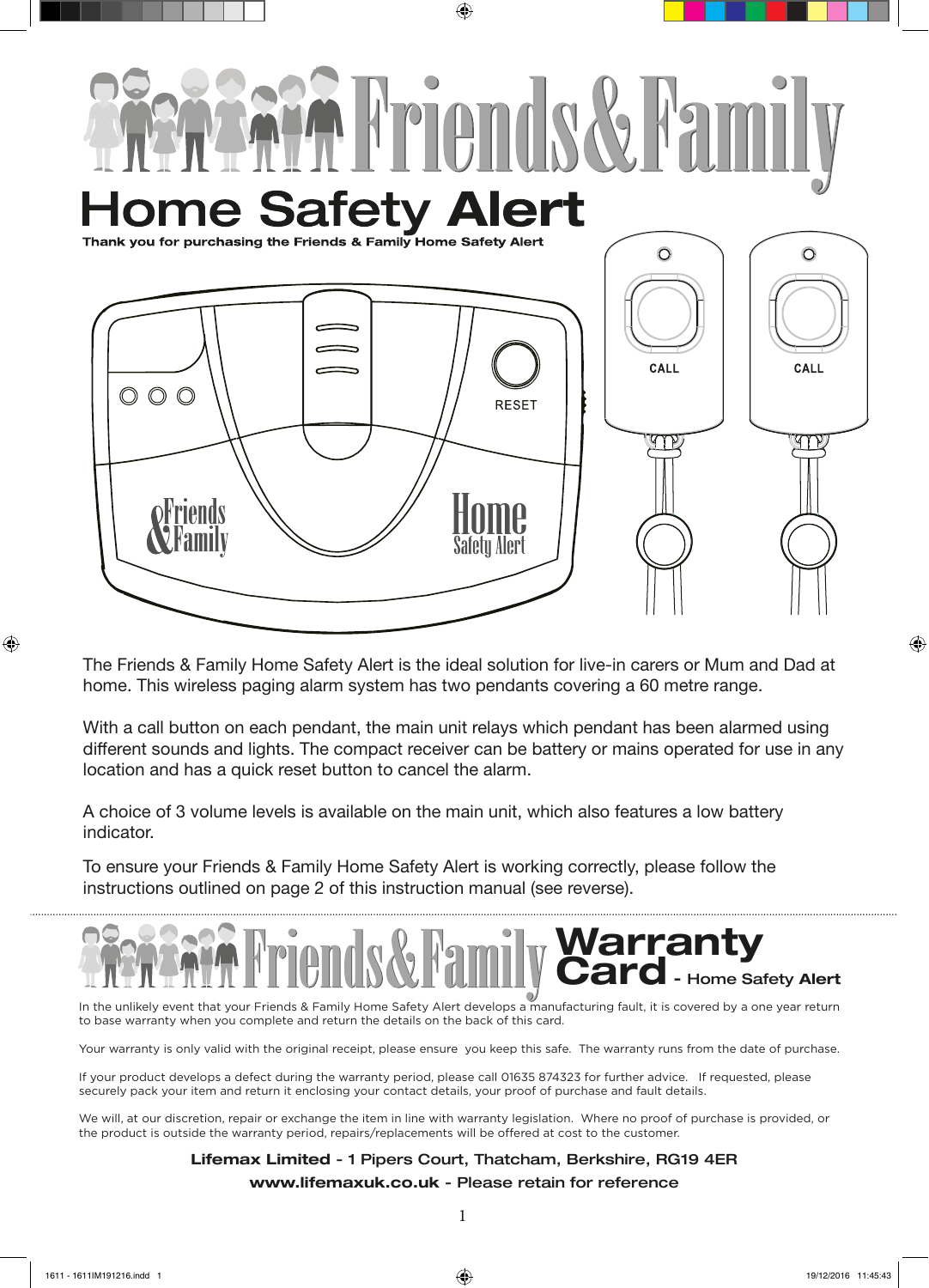# Friends&Family

# Home Safety Alert

**Thank you for purchasing the Friends & Family Home Safety Alert**

RESET

CALL

CALL

The Friends & Family Home Safety Alert is the ideal solution for live-in carers or Mum and Dad at home. This wireless paging alarm system has two pendants covering a 60 metre range.

With a call button on each pendant, the main unit relays which pendant has been alarmed using different sounds and lights. The compact receiver can be battery or mains operated for use in any location and has a quick reset button to cancel the alarm.

A choice of 3 volume levels is available on the main unit, which also features a low battery indicator.

To ensure your Friends & Family Home Safety Alert is working correctly, please follow the instructions outlined on page 2 of this instruction manual (see reverse).

---

## Friends&Family Warranty Card - Home Safety Alert

In the unlikely event that your Friends & Family Home Safety Alert develops a manufacturing fault, it is covered by a one year return to base warranty when you complete and return the details on the back of this card.

Your warranty is only valid with the original receipt, please ensure you keep this safe. The warranty runs from the date of purchase.

If your product develops a defect during the warranty period, please call 01635 874323 for further advice. If requested, please securely pack your item and return it enclosing your contact details, your proof of purchase and fault details.

We will, at our discretion, repair or exchange the item in line with warranty legislation. Where no proof of purchase is provided, or the product is outside the warranty period, repairs/replacements will be offered at cost to the customer.

**Lifemax Limited - 1 Pipers Court, Thatcham, Berkshire, RG19 4ER**

**www.lifemaxuk.co.uk - Please retain for reference**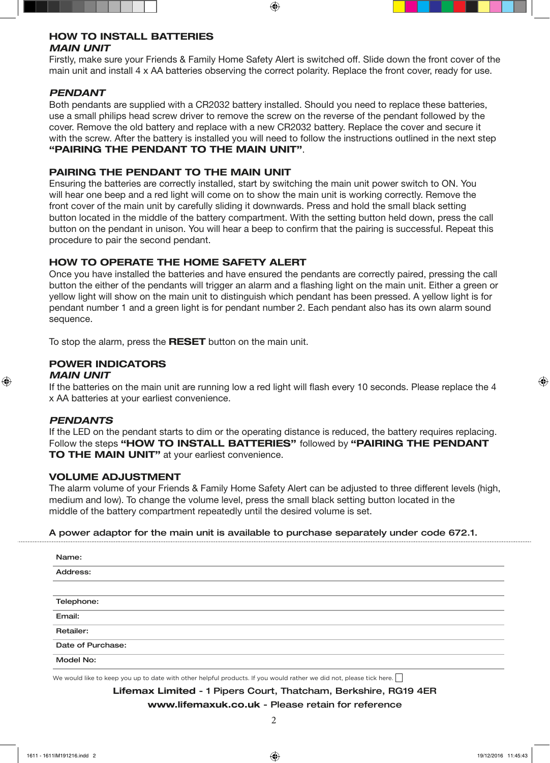## HOW TO INSTALL BATTERIES

### *MAIN UNIT*

Firstly, make sure your Friends & Family Home Safety Alert is switched off. Slide down the front cover of the main unit and install 4 x AA batteries observing the correct polarity. Replace the front cover, ready for use.

### *PENDANT*

Both pendants are supplied with a CR2032 battery installed. Should you need to replace these batteries, use a small philips head screw driver to remove the screw on the reverse of the pendant followed by the cover. Remove the old battery and replace with a new CR2032 battery. Replace the cover and secure it with the screw. After the battery is installed you will need to follow the instructions outlined in the next step **"PAIRING THE PENDANT TO THE MAIN UNIT"**.

## PAIRING THE PENDANT TO THE MAIN UNIT

Ensuring the batteries are correctly installed, start by switching the main unit power switch to ON. You will hear one beep and a red light will come on to show the main unit is working correctly. Remove the front cover of the main unit by carefully sliding it downwards. Press and hold the small black setting button located in the middle of the battery compartment. With the setting button held down, press the call button on the pendant in unison. You will hear a beep to confirm that the pairing is successful. Repeat this procedure to pair the second pendant.

## HOW TO OPERATE THE HOME SAFETY ALERT

Once you have installed the batteries and have ensured the pendants are correctly paired, pressing the call button the either of the pendants will trigger an alarm and a flashing light on the main unit. Either a green or yellow light will show on the main unit to distinguish which pendant has been pressed. A yellow light is for pendant number 1 and a green light is for pendant number 2. Each pendant also has its own alarm sound sequence.

To stop the alarm, press the **RESET** button on the main unit.

## POWER INDICATORS

### *MAIN UNIT*

If the batteries on the main unit are running low a red light will flash every 10 seconds. Please replace the 4 x AA batteries at your earliest convenience.

### *PENDANTS*

If the LED on the pendant starts to dim or the operating distance is reduced, the battery requires replacing. Follow the steps **"HOW TO INSTALL BATTERIES"** followed by **"PAIRING THE PENDANT TO THE MAIN UNIT"** at your earliest convenience.

## VOLUME ADJUSTMENT

The alarm volume of your Friends & Family Home Safety Alert can be adjusted to three different levels (high, medium and low). To change the volume level, press the small black setting button located in the middle of the battery compartment repeatedly until the desired volume is set.

**A power adaptor for the main unit is available to purchase separately under code 672.1.**

Name:

Address:

Telephone:

Email:

Retailer:

Date of Purchase:

Model No:

We would like to keep you up to date with other helpful products. If you would rather we did not, please tick here. ☐

**Lifemax Limited - 1 Pipers Court, Thatcham, Berkshire, RG19 4ER**

**www.lifemaxuk.co.uk - Please retain for reference**